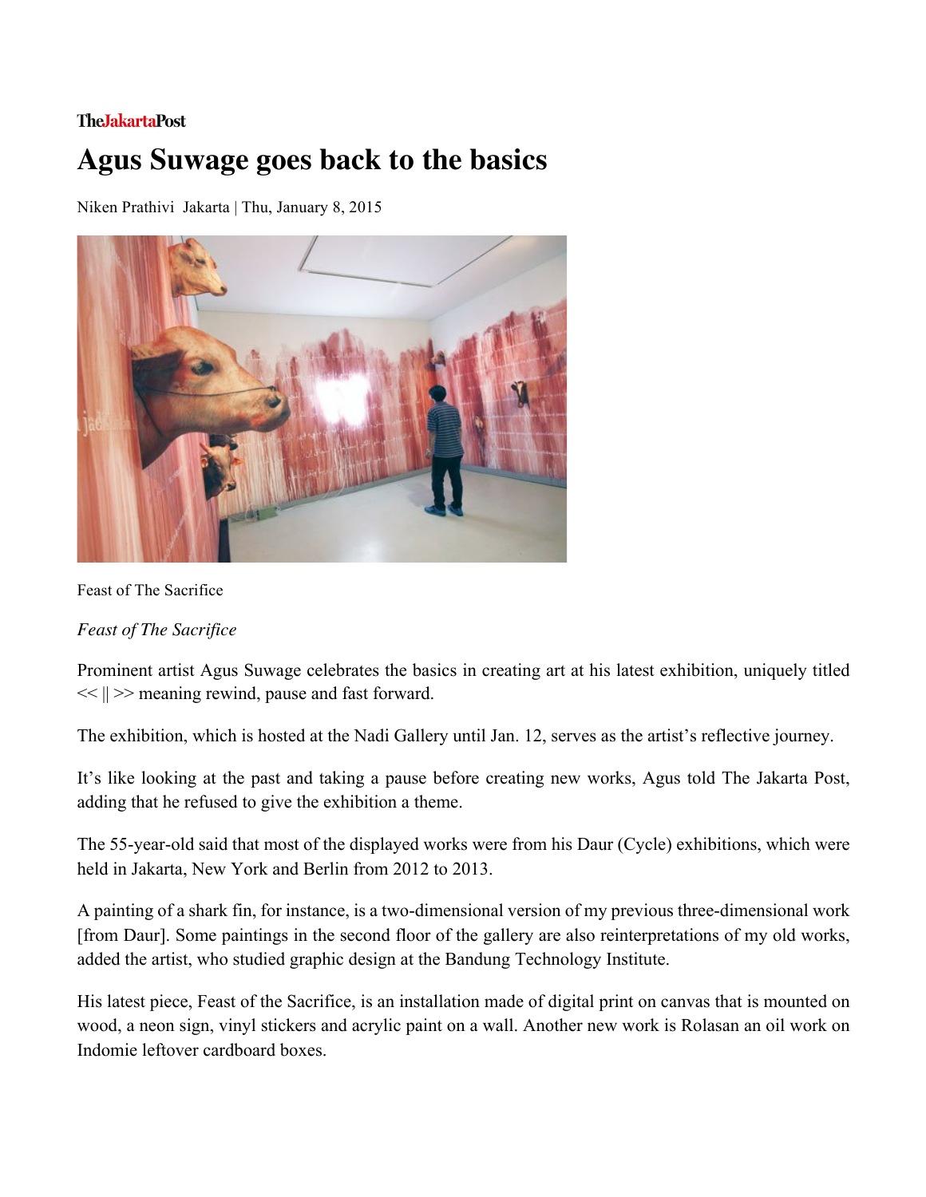TheJakartaPost

# Agus Suwage goes back to the basics

Niken Prathivi Jakarta | Thu, January 8, 2015

Feast of The Sacrifice

*Feast of The Sacrifice*

Prominent artist Agus Suwage celebrates the basics in creating art at his latest exhibition, uniquely titled << || >> meaning rewind, pause and fast forward.

The exhibition, which is hosted at the Nadi Gallery until Jan. 12, serves as the artist's reflective journey.

It's like looking at the past and taking a pause before creating new works, Agus told The Jakarta Post, adding that he refused to give the exhibition a theme.

The 55-year-old said that most of the displayed works were from his Daur (Cycle) exhibitions, which were held in Jakarta, New York and Berlin from 2012 to 2013.

A painting of a shark fin, for instance, is a two-dimensional version of my previous three-dimensional work [from Daur]. Some paintings in the second floor of the gallery are also reinterpretations of my old works, added the artist, who studied graphic design at the Bandung Technology Institute.

His latest piece, Feast of the Sacrifice, is an installation made of digital print on canvas that is mounted on wood, a neon sign, vinyl stickers and acrylic paint on a wall. Another new work is Rolasan an oil work on Indomie leftover cardboard boxes.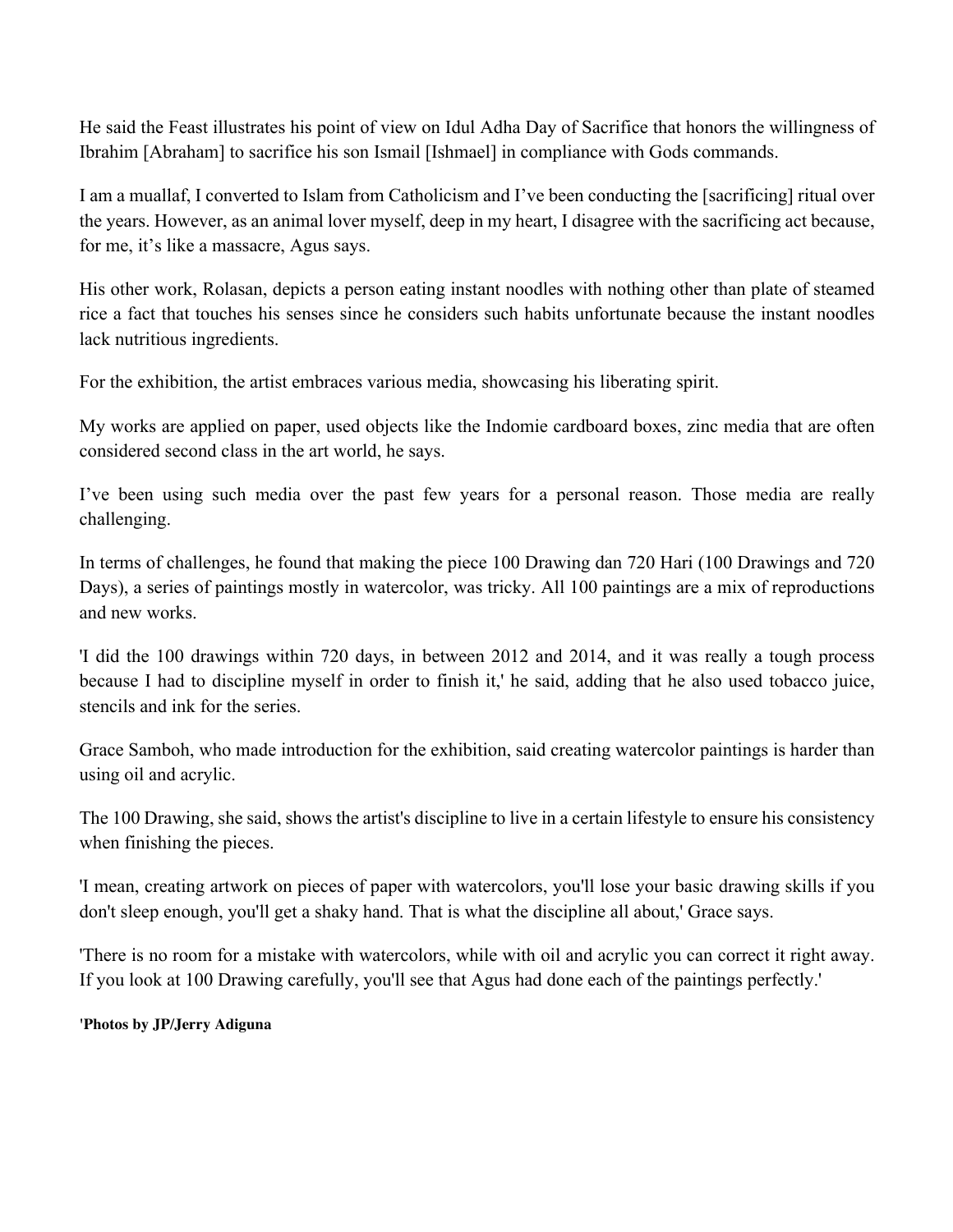He said the Feast illustrates his point of view on Idul Adha Day of Sacrifice that honors the willingness of Ibrahim [Abraham] to sacrifice his son Ismail [Ishmael] in compliance with Gods commands.

I am a muallaf, I converted to Islam from Catholicism and I've been conducting the [sacrificing] ritual over the years. However, as an animal lover myself, deep in my heart, I disagree with the sacrificing act because, for me, it's like a massacre, Agus says.

His other work, Rolasan, depicts a person eating instant noodles with nothing other than plate of steamed rice a fact that touches his senses since he considers such habits unfortunate because the instant noodles lack nutritious ingredients.

For the exhibition, the artist embraces various media, showcasing his liberating spirit.

My works are applied on paper, used objects like the Indomie cardboard boxes, zinc media that are often considered second class in the art world, he says.

I've been using such media over the past few years for a personal reason. Those media are really challenging.

In terms of challenges, he found that making the piece 100 Drawing dan 720 Hari (100 Drawings and 720 Days), a series of paintings mostly in watercolor, was tricky. All 100 paintings are a mix of reproductions and new works.

'I did the 100 drawings within 720 days, in between 2012 and 2014, and it was really a tough process because I had to discipline myself in order to finish it,' he said, adding that he also used tobacco juice, stencils and ink for the series.

Grace Samboh, who made introduction for the exhibition, said creating watercolor paintings is harder than using oil and acrylic.

The 100 Drawing, she said, shows the artist's discipline to live in a certain lifestyle to ensure his consistency when finishing the pieces.

'I mean, creating artwork on pieces of paper with watercolors, you'll lose your basic drawing skills if you don't sleep enough, you'll get a shaky hand. That is what the discipline all about,' Grace says.

'There is no room for a mistake with watercolors, while with oil and acrylic you can correct it right away. If you look at 100 Drawing carefully, you'll see that Agus had done each of the paintings perfectly.'

**'Photos by JP/Jerry Adiguna**